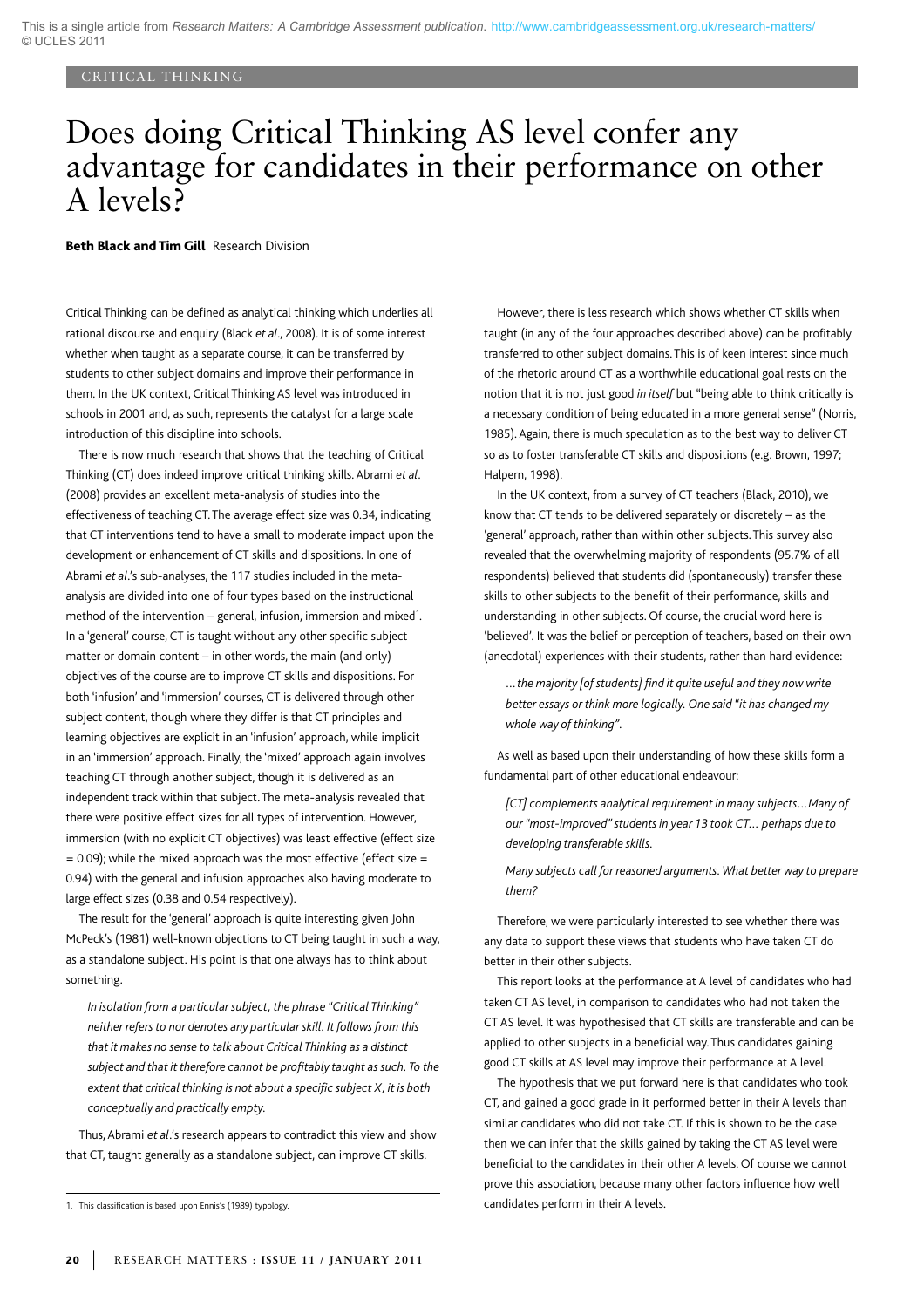This is a single article from *Research Matters: A Cambridge Assessment publication.* http://www.cambridgeassessment.org.uk/research-matters/
© UCLES 2011

CRITICAL THINKING

# Does doing Critical Thinking AS level confer any advantage for candidates in their performance on other A levels?

**Beth Black and Tim Gill** Research Division

Critical Thinking can be defined as analytical thinking which underlies all rational discourse and enquiry (Black *et al*., 2008). It is of some interest whether when taught as a separate course, it can be transferred by students to other subject domains and improve their performance in them. In the UK context, Critical Thinking AS level was introduced in schools in 2001 and, as such, represents the catalyst for a large scale introduction of this discipline into schools.

There is now much research that shows that the teaching of Critical Thinking (CT) does indeed improve critical thinking skills. Abrami *et al*. (2008) provides an excellent meta-analysis of studies into the effectiveness of teaching CT. The average effect size was 0.34, indicating that CT interventions tend to have a small to moderate impact upon the development or enhancement of CT skills and dispositions. In one of Abrami *et al*.'s sub-analyses, the 117 studies included in the meta-analysis are divided into one of four types based on the instructional method of the intervention – general, infusion, immersion and mixed[1]. In a 'general' course, CT is taught without any other specific subject matter or domain content – in other words, the main (and only) objectives of the course are to improve CT skills and dispositions. For both 'infusion' and 'immersion' courses, CT is delivered through other subject content, though where they differ is that CT principles and learning objectives are explicit in an 'infusion' approach, while implicit in an 'immersion' approach. Finally, the 'mixed' approach again involves teaching CT through another subject, though it is delivered as an independent track within that subject. The meta-analysis revealed that there were positive effect sizes for all types of intervention. However, immersion (with no explicit CT objectives) was least effective (effect size = 0.09); while the mixed approach was the most effective (effect size = 0.94) with the general and infusion approaches also having moderate to large effect sizes (0.38 and 0.54 respectively).

The result for the 'general' approach is quite interesting given John McPeck's (1981) well-known objections to CT being taught in such a way, as a standalone subject. His point is that one always has to think about something.

> *In isolation from a particular subject, the phrase "Critical Thinking" neither refers to nor denotes any particular skill. It follows from this that it makes no sense to talk about Critical Thinking as a distinct subject and that it therefore cannot be profitably taught as such. To the extent that critical thinking is not about a specific subject X, it is both conceptually and practically empty.*

Thus, Abrami *et al*.'s research appears to contradict this view and show that CT, taught generally as a standalone subject, can improve CT skills.

However, there is less research which shows whether CT skills when taught (in any of the four approaches described above) can be profitably transferred to other subject domains. This is of keen interest since much of the rhetoric around CT as a worthwhile educational goal rests on the notion that it is not just good *in itself* but "being able to think critically is a necessary condition of being educated in a more general sense" (Norris, 1985). Again, there is much speculation as to the best way to deliver CT so as to foster transferable CT skills and dispositions (e.g. Brown, 1997; Halpern, 1998).

In the UK context, from a survey of CT teachers (Black, 2010), we know that CT tends to be delivered separately or discretely – as the 'general' approach, rather than within other subjects. This survey also revealed that the overwhelming majority of respondents (95.7% of all respondents) believed that students did (spontaneously) transfer these skills to other subjects to the benefit of their performance, skills and understanding in other subjects. Of course, the crucial word here is 'believed'. It was the belief or perception of teachers, based on their own (anecdotal) experiences with their students, rather than hard evidence:

> *…the majority [of students] find it quite useful and they now write better essays or think more logically. One said "it has changed my whole way of thinking".*

As well as based upon their understanding of how these skills form a fundamental part of other educational endeavour:

> *[CT] complements analytical requirement in many subjects…Many of our "most-improved" students in year 13 took CT… perhaps due to developing transferable skills.*

> *Many subjects call for reasoned arguments. What better way to prepare them?*

Therefore, we were particularly interested to see whether there was any data to support these views that students who have taken CT do better in their other subjects.

This report looks at the performance at A level of candidates who had taken CT AS level, in comparison to candidates who had not taken the CT AS level. It was hypothesised that CT skills are transferable and can be applied to other subjects in a beneficial way. Thus candidates gaining good CT skills at AS level may improve their performance at A level.

The hypothesis that we put forward here is that candidates who took CT, and gained a good grade in it performed better in their A levels than similar candidates who did not take CT. If this is shown to be the case then we can infer that the skills gained by taking the CT AS level were beneficial to the candidates in their other A levels. Of course we cannot prove this association, because many other factors influence how well candidates perform in their A levels.

---

1. This classification is based upon Ennis's (1989) typology.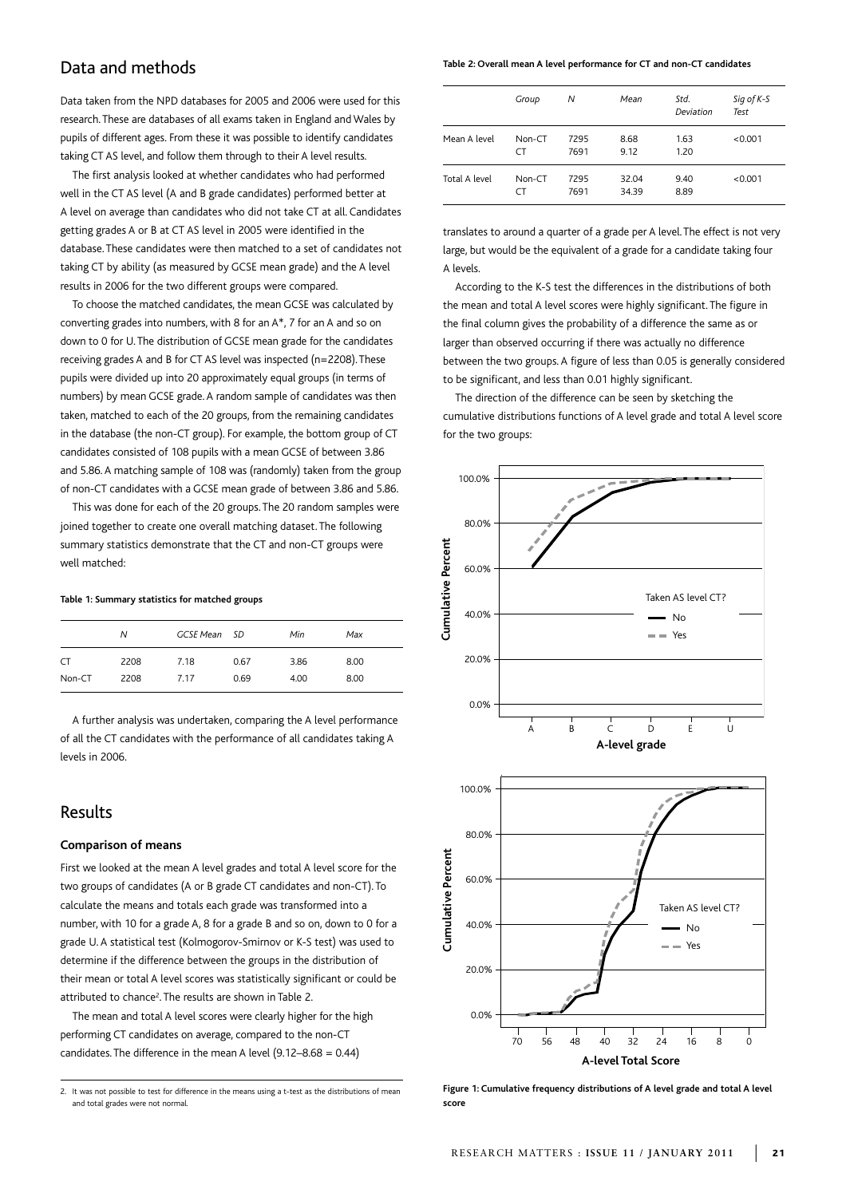## Data and methods

Data taken from the NPD databases for 2005 and 2006 were used for this research. These are databases of all exams taken in England and Wales by pupils of different ages. From these it was possible to identify candidates taking CT AS level, and follow them through to their A level results.

The first analysis looked at whether candidates who had performed well in the CT AS level (A and B grade candidates) performed better at A level on average than candidates who did not take CT at all. Candidates getting grades A or B at CT AS level in 2005 were identified in the database. These candidates were then matched to a set of candidates not taking CT by ability (as measured by GCSE mean grade) and the A level results in 2006 for the two different groups were compared.

To choose the matched candidates, the mean GCSE was calculated by converting grades into numbers, with 8 for an A*, 7 for an A and so on down to 0 for U. The distribution of GCSE mean grade for the candidates receiving grades A and B for CT AS level was inspected (n=2208). These pupils were divided up into 20 approximately equal groups (in terms of numbers) by mean GCSE grade. A random sample of candidates was then taken, matched to each of the 20 groups, from the remaining candidates in the database (the non-CT group). For example, the bottom group of CT candidates consisted of 108 pupils with a mean GCSE of between 3.86 and 5.86. A matching sample of 108 was (randomly) taken from the group of non-CT candidates with a GCSE mean grade of between 3.86 and 5.86.

This was done for each of the 20 groups. The 20 random samples were joined together to create one overall matching dataset. The following summary statistics demonstrate that the CT and non-CT groups were well matched:

**Table 1: Summary statistics for matched groups**

| | *N* | *GCSE Mean* | *SD* | *Min* | *Max* |
|---|---|---|---|---|---|
| CT | 2208 | 7.18 | 0.67 | 3.86 | 8.00 |
| Non-CT | 2208 | 7.17 | 0.69 | 4.00 | 8.00 |

A further analysis was undertaken, comparing the A level performance of all the CT candidates with the performance of all candidates taking A levels in 2006.

## Results

### Comparison of means

First we looked at the mean A level grades and total A level score for the two groups of candidates (A or B grade CT candidates and non-CT). To calculate the means and totals each grade was transformed into a number, with 10 for a grade A, 8 for a grade B and so on, down to 0 for a grade U. A statistical test (Kolmogorov-Smirnov or K-S test) was used to determine if the difference between the groups in the distribution of their mean or total A level scores was statistically significant or could be attributed to chance[2]. The results are shown in Table 2.

The mean and total A level scores were clearly higher for the high performing CT candidates on average, compared to the non-CT candidates. The difference in the mean A level (9.12–8.68 = 0.44) translates to around a quarter of a grade per A level. The effect is not very large, but would be the equivalent of a grade for a candidate taking four A levels.

**Table 2: Overall mean A level performance for CT and non-CT candidates**

| | *Group* | *N* | *Mean* | *Std. Deviation* | *Sig of K-S Test* |
|---|---|---|---|---|---|
| Mean A level | Non-CT<br>CT | 7295<br>7691 | 8.68<br>9.12 | 1.63<br>1.20 | <0.001 |
| Total A level | Non-CT<br>CT | 7295<br>7691 | 32.04<br>34.39 | 9.40<br>8.89 | <0.001 |

According to the K-S test the differences in the distributions of both the mean and total A level scores were highly significant. The figure in the final column gives the probability of a difference the same as or larger than observed occurring if there was actually no difference between the two groups. A figure of less than 0.05 is generally considered to be significant, and less than 0.01 highly significant.

The direction of the difference can be seen by sketching the cumulative distributions functions of A level grade and total A level score for the two groups:

**Figure 1: Cumulative frequency distributions of A level grade and total A level score**

2. It was not possible to test for difference in the means using a t-test as the distributions of mean and total grades were not normal.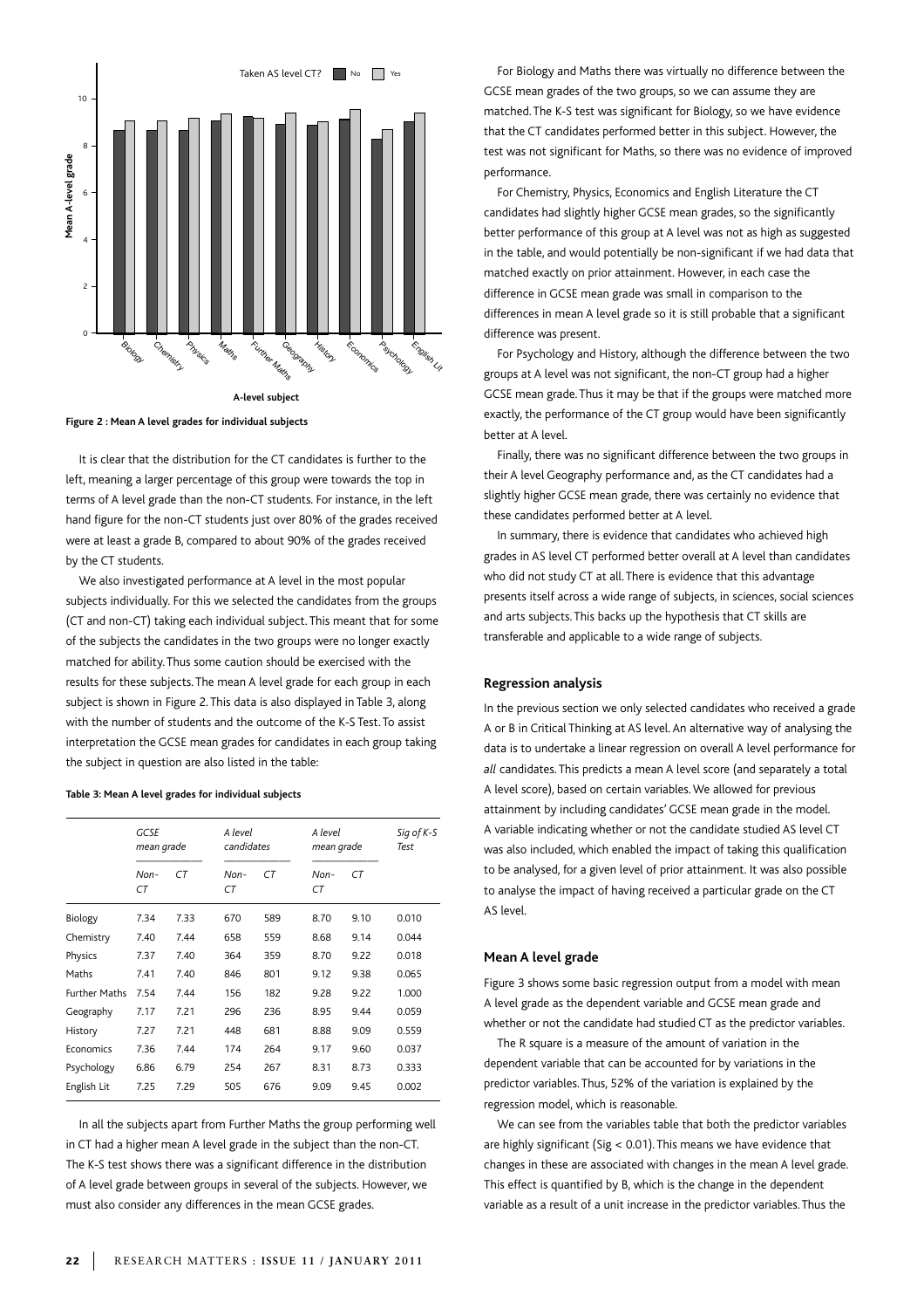Figure 2 : Mean A level grades for individual subjects

It is clear that the distribution for the CT candidates is further to the left, meaning a larger percentage of this group were towards the top in terms of A level grade than the non-CT students. For instance, in the left hand figure for the non-CT students just over 80% of the grades received were at least a grade B, compared to about 90% of the grades received by the CT students.

We also investigated performance at A level in the most popular subjects individually. For this we selected the candidates from the groups (CT and non-CT) taking each individual subject. This meant that for some of the subjects the candidates in the two groups were no longer exactly matched for ability. Thus some caution should be exercised with the results for these subjects. The mean A level grade for each group in each subject is shown in Figure 2. This data is also displayed in Table 3, along with the number of students and the outcome of the K-S Test. To assist interpretation the GCSE mean grades for candidates in each group taking the subject in question are also listed in the table:

**Table 3: Mean A level grades for individual subjects**

| | *GCSE mean grade* | | *A level candidates* | | *A level mean grade* | | *Sig of K-S Test* |
|---|---|---|---|---|---|---|---|
| | *Non-CT* | *CT* | *Non-CT* | *CT* | *Non-CT* | *CT* | |
| Biology | 7.34 | 7.33 | 670 | 589 | 8.70 | 9.10 | 0.010 |
| Chemistry | 7.40 | 7.44 | 658 | 559 | 8.68 | 9.14 | 0.044 |
| Physics | 7.37 | 7.40 | 364 | 359 | 8.70 | 9.22 | 0.018 |
| Maths | 7.41 | 7.40 | 846 | 801 | 9.12 | 9.38 | 0.065 |
| Further Maths | 7.54 | 7.44 | 156 | 182 | 9.28 | 9.22 | 1.000 |
| Geography | 7.17 | 7.21 | 296 | 236 | 8.95 | 9.44 | 0.059 |
| History | 7.27 | 7.21 | 448 | 681 | 8.88 | 9.09 | 0.559 |
| Economics | 7.36 | 7.44 | 174 | 264 | 9.17 | 9.60 | 0.037 |
| Psychology | 6.86 | 6.79 | 254 | 267 | 8.31 | 8.73 | 0.333 |
| English Lit | 7.25 | 7.29 | 505 | 676 | 9.09 | 9.45 | 0.002 |

In all the subjects apart from Further Maths the group performing well in CT had a higher mean A level grade in the subject than the non-CT. The K-S test shows there was a significant difference in the distribution of A level grade between groups in several of the subjects. However, we must also consider any differences in the mean GCSE grades.

For Biology and Maths there was virtually no difference between the GCSE mean grades of the two groups, so we can assume they are matched. The K-S test was significant for Biology, so we have evidence that the CT candidates performed better in this subject. However, the test was not significant for Maths, so there was no evidence of improved performance.

For Chemistry, Physics, Economics and English Literature the CT candidates had slightly higher GCSE mean grades, so the significantly better performance of this group at A level was not as high as suggested in the table, and would potentially be non-significant if we had data that matched exactly on prior attainment. However, in each case the difference in GCSE mean grade was small in comparison to the differences in mean A level grade so it is still probable that a significant difference was present.

For Psychology and History, although the difference between the two groups at A level was not significant, the non-CT group had a higher GCSE mean grade. Thus it may be that if the groups were matched more exactly, the performance of the CT group would have been significantly better at A level.

Finally, there was no significant difference between the two groups in their A level Geography performance and, as the CT candidates had a slightly higher GCSE mean grade, there was certainly no evidence that these candidates performed better at A level.

In summary, there is evidence that candidates who achieved high grades in AS level CT performed better overall at A level than candidates who did not study CT at all. There is evidence that this advantage presents itself across a wide range of subjects, in sciences, social sciences and arts subjects. This backs up the hypothesis that CT skills are transferable and applicable to a wide range of subjects.

### Regression analysis

In the previous section we only selected candidates who received a grade A or B in Critical Thinking at AS level. An alternative way of analysing the data is to undertake a linear regression on overall A level performance for *all* candidates. This predicts a mean A level score (and separately a total A level score), based on certain variables. We allowed for previous attainment by including candidates' GCSE mean grade in the model. A variable indicating whether or not the candidate studied AS level CT was also included, which enabled the impact of taking this qualification to be analysed, for a given level of prior attainment. It was also possible to analyse the impact of having received a particular grade on the CT AS level.

### Mean A level grade

Figure 3 shows some basic regression output from a model with mean A level grade as the dependent variable and GCSE mean grade and whether or not the candidate had studied CT as the predictor variables.

The R square is a measure of the amount of variation in the dependent variable that can be accounted for by variations in the predictor variables. Thus, 52% of the variation is explained by the regression model, which is reasonable.

We can see from the variables table that both the predictor variables are highly significant (Sig $< 0.01$). This means we have evidence that changes in these are associated with changes in the mean A level grade. This effect is quantified by B, which is the change in the dependent variable as a result of a unit increase in the predictor variables. Thus the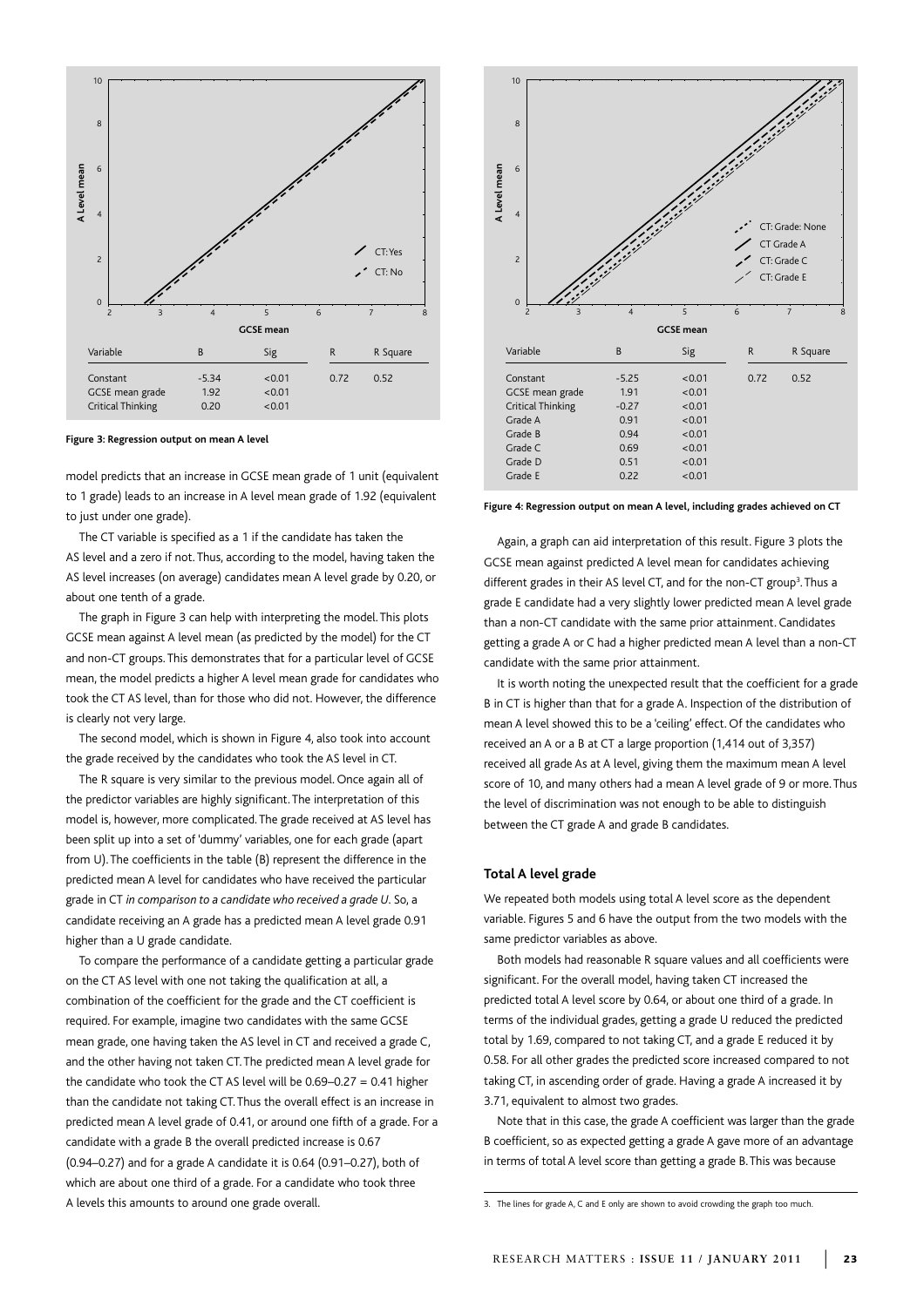| Variable | B | Sig | R | R Square |
|---|---|---|---|---|
| Constant | -5.34 | <0.01 | 0.72 | 0.52 |
| GCSE mean grade | 1.92 | <0.01 | | |
| Critical Thinking | 0.20 | <0.01 | | |

**Figure 3: Regression output on mean A level**

model predicts that an increase in GCSE mean grade of 1 unit (equivalent to 1 grade) leads to an increase in A level mean grade of 1.92 (equivalent to just under one grade).

The CT variable is specified as a 1 if the candidate has taken the AS level and a zero if not. Thus, according to the model, having taken the AS level increases (on average) candidates mean A level grade by 0.20, or about one tenth of a grade.

The graph in Figure 3 can help with interpreting the model. This plots GCSE mean against A level mean (as predicted by the model) for the CT and non-CT groups. This demonstrates that for a particular level of GCSE mean, the model predicts a higher A level mean grade for candidates who took the CT AS level, than for those who did not. However, the difference is clearly not very large.

The second model, which is shown in Figure 4, also took into account the grade received by the candidates who took the AS level in CT.

The R square is very similar to the previous model. Once again all of the predictor variables are highly significant. The interpretation of this model is, however, more complicated. The grade received at AS level has been split up into a set of 'dummy' variables, one for each grade (apart from U). The coefficients in the table (B) represent the difference in the predicted mean A level for candidates who have received the particular grade in CT *in comparison to a candidate who received a grade U*. So, a candidate receiving an A grade has a predicted mean A level grade 0.91 higher than a U grade candidate.

To compare the performance of a candidate getting a particular grade on the CT AS level with one not taking the qualification at all, a combination of the coefficient for the grade and the CT coefficient is required. For example, imagine two candidates with the same GCSE mean grade, one having taken the AS level in CT and received a grade C, and the other having not taken CT. The predicted mean A level grade for the candidate who took the CT AS level will be 0.69–0.27 = 0.41 higher than the candidate not taking CT. Thus the overall effect is an increase in predicted mean A level grade of 0.41, or around one fifth of a grade. For a candidate with a grade B the overall predicted increase is 0.67 (0.94–0.27) and for a grade A candidate it is 0.64 (0.91–0.27), both of which are about one third of a grade. For a candidate who took three A levels this amounts to around one grade overall.

| Variable | B | Sig | R | R Square |
|---|---|---|---|---|
| Constant | -5.25 | <0.01 | 0.72 | 0.52 |
| GCSE mean grade | 1.91 | <0.01 | | |
| Critical Thinking | -0.27 | <0.01 | | |
| Grade A | 0.91 | <0.01 | | |
| Grade B | 0.94 | <0.01 | | |
| Grade C | 0.69 | <0.01 | | |
| Grade D | 0.51 | <0.01 | | |
| Grade E | 0.22 | <0.01 | | |

**Figure 4: Regression output on mean A level, including grades achieved on CT**

Again, a graph can aid interpretation of this result. Figure 3 plots the GCSE mean against predicted A level mean for candidates achieving different grades in their AS level CT, and for the non-CT group[3]. Thus a grade E candidate had a very slightly lower predicted mean A level grade than a non-CT candidate with the same prior attainment. Candidates getting a grade A or C had a higher predicted mean A level than a non-CT candidate with the same prior attainment.

It is worth noting the unexpected result that the coefficient for a grade B in CT is higher than that for a grade A. Inspection of the distribution of mean A level showed this to be a 'ceiling' effect. Of the candidates who received an A or a B at CT a large proportion (1,414 out of 3,357) received all grade As at A level, giving them the maximum mean A level score of 10, and many others had a mean A level grade of 9 or more. Thus the level of discrimination was not enough to be able to distinguish between the CT grade A and grade B candidates.

### Total A level grade

We repeated both models using total A level score as the dependent variable. Figures 5 and 6 have the output from the two models with the same predictor variables as above.

Both models had reasonable R square values and all coefficients were significant. For the overall model, having taken CT increased the predicted total A level score by 0.64, or about one third of a grade. In terms of the individual grades, getting a grade U reduced the predicted total by 1.69, compared to not taking CT, and a grade E reduced it by 0.58. For all other grades the predicted score increased compared to not taking CT, in ascending order of grade. Having a grade A increased it by 3.71, equivalent to almost two grades.

Note that in this case, the grade A coefficient was larger than the grade B coefficient, so as expected getting a grade A gave more of an advantage in terms of total A level score than getting a grade B. This was because

3. The lines for grade A, C and E only are shown to avoid crowding the graph too much.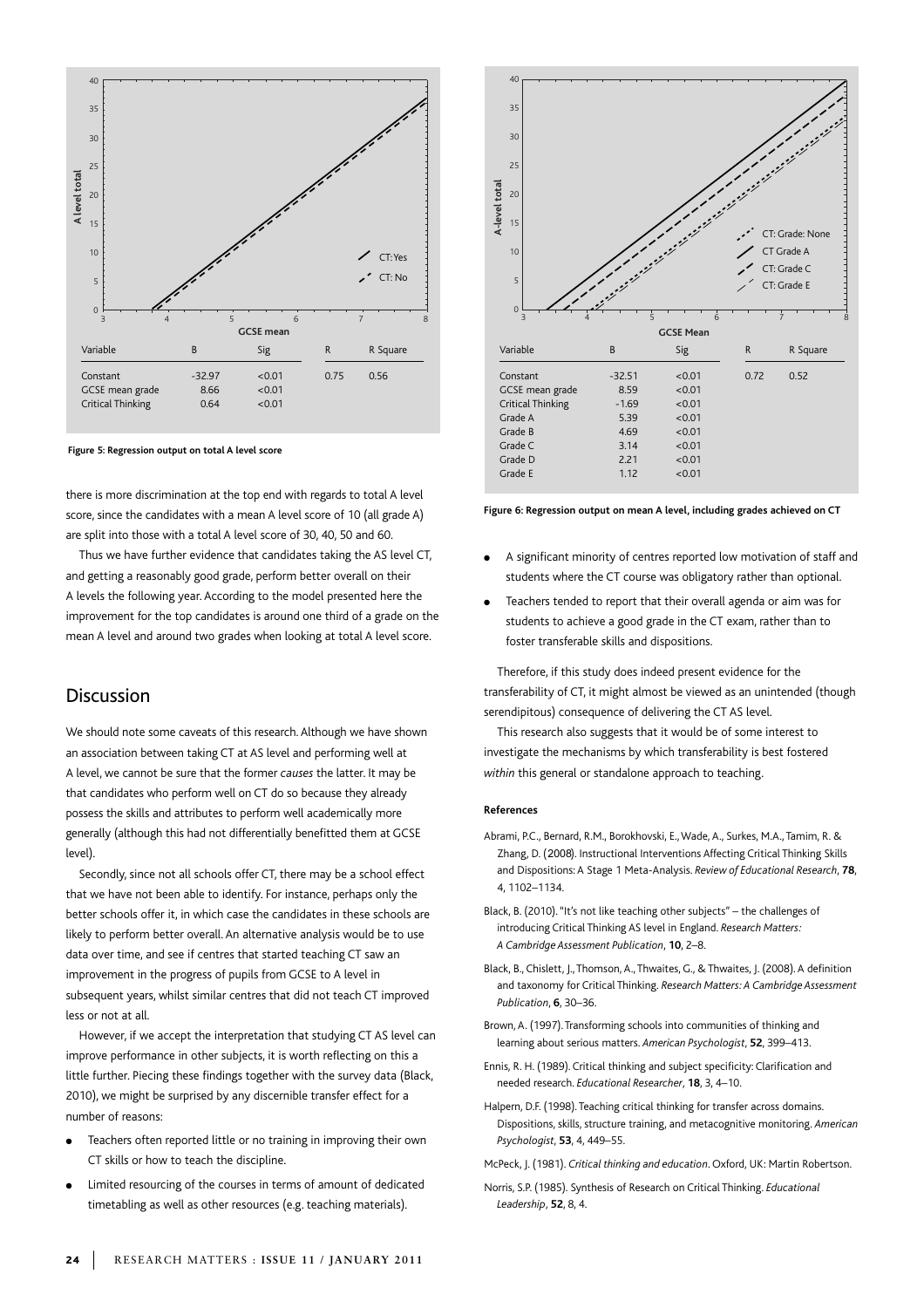40
35
30
25
20
15
10
5
0
3 4 5 6 7 8
A level total
GCSE mean
CT: Yes
CT: No

| Variable | B | Sig | R | R Square |
|---|---|---|---|---|
| Constant | -32.97 | <0.01 | 0.75 | 0.56 |
| GCSE mean grade | 8.66 | <0.01 | | |
| Critical Thinking | 0.64 | <0.01 | | |

**Figure 5: Regression output on total A level score**

there is more discrimination at the top end with regards to total A level score, since the candidates with a mean A level score of 10 (all grade A) are split into those with a total A level score of 30, 40, 50 and 60.

Thus we have further evidence that candidates taking the AS level CT, and getting a reasonably good grade, perform better overall on their A levels the following year. According to the model presented here the improvement for the top candidates is around one third of a grade on the mean A level and around two grades when looking at total A level score.

## Discussion

We should note some caveats of this research. Although we have shown an association between taking CT at AS level and performing well at A level, we cannot be sure that the former *causes* the latter. It may be that candidates who perform well on CT do so because they already possess the skills and attributes to perform well academically more generally (although this had not differentially benefitted them at GCSE level).

Secondly, since not all schools offer CT, there may be a school effect that we have not been able to identify. For instance, perhaps only the better schools offer it, in which case the candidates in these schools are likely to perform better overall. An alternative analysis would be to use data over time, and see if centres that started teaching CT saw an improvement in the progress of pupils from GCSE to A level in subsequent years, whilst similar centres that did not teach CT improved less or not at all.

However, if we accept the interpretation that studying CT AS level can improve performance in other subjects, it is worth reflecting on this a little further. Piecing these findings together with the survey data (Black, 2010), we might be surprised by any discernible transfer effect for a number of reasons:

- Teachers often reported little or no training in improving their own CT skills or how to teach the discipline.
- Limited resourcing of the courses in terms of amount of dedicated timetabling as well as other resources (e.g. teaching materials).

40
35
30
25
20
15
10
5
0
3 4 5 6 7 8
A-level total
GCSE Mean
CT: Grade: None
CT Grade A
CT: Grade C
CT: Grade E

| Variable | B | Sig | R | R Square |
|---|---|---|---|---|
| Constant | -32.51 | <0.01 | 0.72 | 0.52 |
| GCSE mean grade | 8.59 | <0.01 | | |
| Critical Thinking | -1.69 | <0.01 | | |
| Grade A | 5.39 | <0.01 | | |
| Grade B | 4.69 | <0.01 | | |
| Grade C | 3.14 | <0.01 | | |
| Grade D | 2.21 | <0.01 | | |
| Grade E | 1.12 | <0.01 | | |

**Figure 6: Regression output on mean A level, including grades achieved on CT**

- A significant minority of centres reported low motivation of staff and students where the CT course was obligatory rather than optional.
- Teachers tended to report that their overall agenda or aim was for students to achieve a good grade in the CT exam, rather than to foster transferable skills and dispositions.

Therefore, if this study does indeed present evidence for the transferability of CT, it might almost be viewed as an unintended (though serendipitous) consequence of delivering the CT AS level.

This research also suggests that it would be of some interest to investigate the mechanisms by which transferability is best fostered *within* this general or standalone approach to teaching.

#### References

Abrami, P.C., Bernard, R.M., Borokhovski, E., Wade, A., Surkes, M.A., Tamim, R. & Zhang, D. (2008). Instructional Interventions Affecting Critical Thinking Skills and Dispositions: A Stage 1 Meta-Analysis. *Review of Educational Research*, **78**, 4, 1102–1134.

Black, B. (2010). "It's not like teaching other subjects" – the challenges of introducing Critical Thinking AS level in England. *Research Matters: A Cambridge Assessment Publication*, **10**, 2–8.

Black, B., Chislett, J., Thomson, A., Thwaites, G., & Thwaites, J. (2008). A definition and taxonomy for Critical Thinking. *Research Matters: A Cambridge Assessment Publication*, **6**, 30–36.

Brown, A. (1997). Transforming schools into communities of thinking and learning about serious matters. *American Psychologist*, **52**, 399–413.

Ennis, R. H. (1989). Critical thinking and subject specificity: Clarification and needed research. *Educational Researcher*, **18**, 3, 4–10.

Halpern, D.F. (1998). Teaching critical thinking for transfer across domains. Dispositions, skills, structure training, and metacognitive monitoring. *American Psychologist*, **53**, 4, 449–55.

McPeck, J. (1981). *Critical thinking and education*. Oxford, UK: Martin Robertson.

Norris, S.P. (1985). Synthesis of Research on Critical Thinking. *Educational Leadership*, **52**, 8, 4.